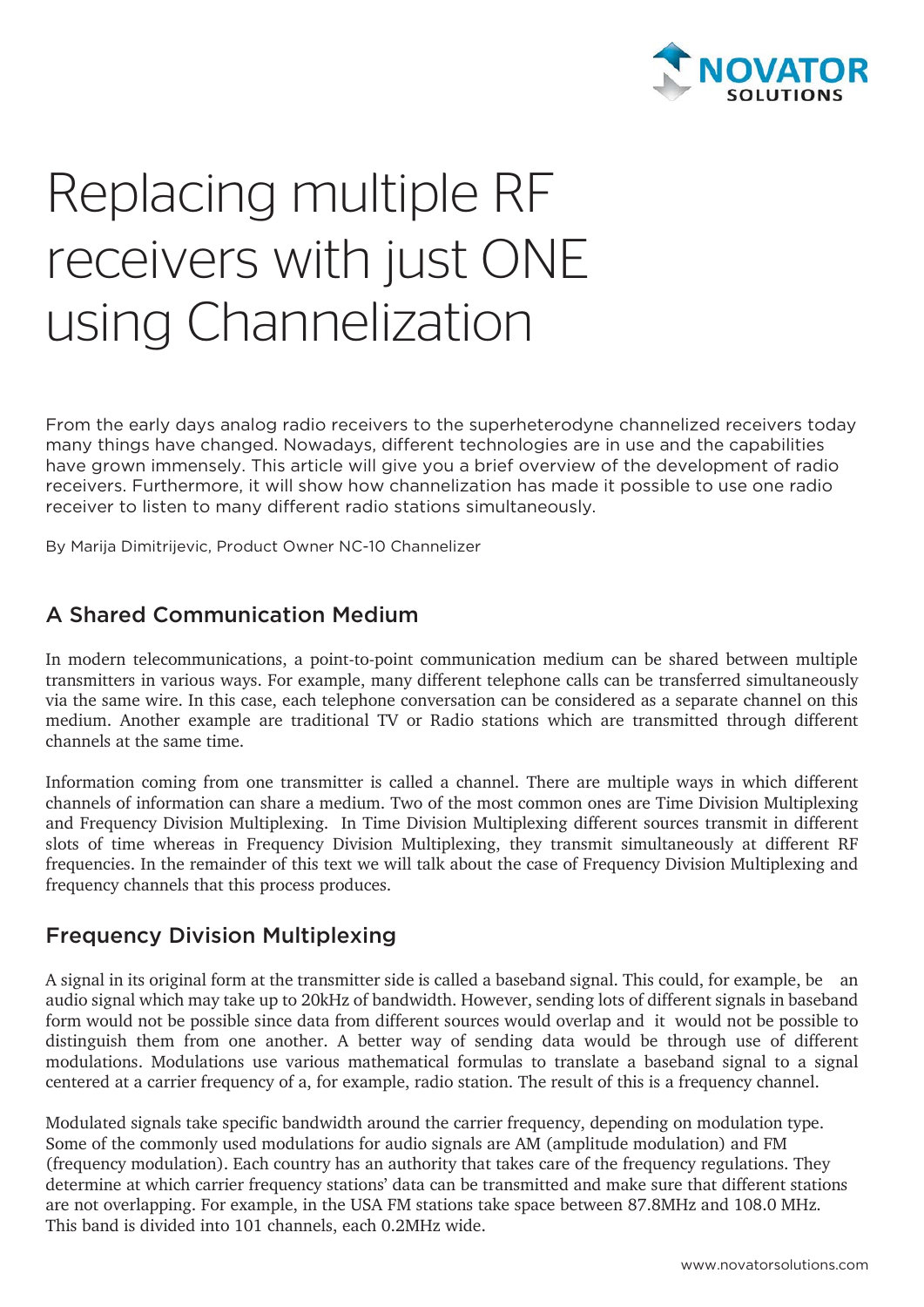# Replacing multiple RF receivers with just ONE using Channelization

From the early days analog radio receivers to the superheterodyne channelized receivers today many things have changed. Nowadays, different technologies are in use and the capabilities have grown immensely. This article will give you a brief overview of the development of radio receivers. Furthermore, it will show how channelization has made it possible to use one radio receiver to listen to many different radio stations simultaneously.

By Marija Dimitrijevic, Product Owner NC-10 Channelizer

## A Shared Communication Medium

In modern telecommunications, a point-to-point communication medium can be shared between multiple transmitters in various ways. For example, many different telephone calls can be transferred simultaneously via the same wire. In this case, each telephone conversation can be considered as a separate channel on this medium. Another example are traditional TV or Radio stations which are transmitted through different channels at the same time.

Information coming from one transmitter is called a channel. There are multiple ways in which different channels of information can share a medium. Two of the most common ones are Time Division Multiplexing and Frequency Division Multiplexing. In Time Division Multiplexing different sources transmit in different slots of time whereas in Frequency Division Multiplexing, they transmit simultaneously at different RF frequencies. In the remainder of this text we will talk about the case of Frequency Division Multiplexing and frequency channels that this process produces.

## Frequency Division Multiplexing

A signal in its original form at the transmitter side is called a baseband signal. This could, for example, be an audio signal which may take up to 20kHz of bandwidth. However, sending lots of different signals in baseband form would not be possible since data from different sources would overlap and it would not be possible to distinguish them from one another. A better way of sending data would be through use of different modulations. Modulations use various mathematical formulas to translate a baseband signal to a signal centered at a carrier frequency of a, for example, radio station. The result of this is a frequency channel.

Modulated signals take specific bandwidth around the carrier frequency, depending on modulation type. Some of the commonly used modulations for audio signals are AM (amplitude modulation) and FM (frequency modulation). Each country has an authority that takes care of the frequency regulations. They determine at which carrier frequency stations' data can be transmitted and make sure that different stations are not overlapping. For example, in the USA FM stations take space between 87.8MHz and 108.0 MHz. This band is divided into 101 channels, each 0.2MHz wide.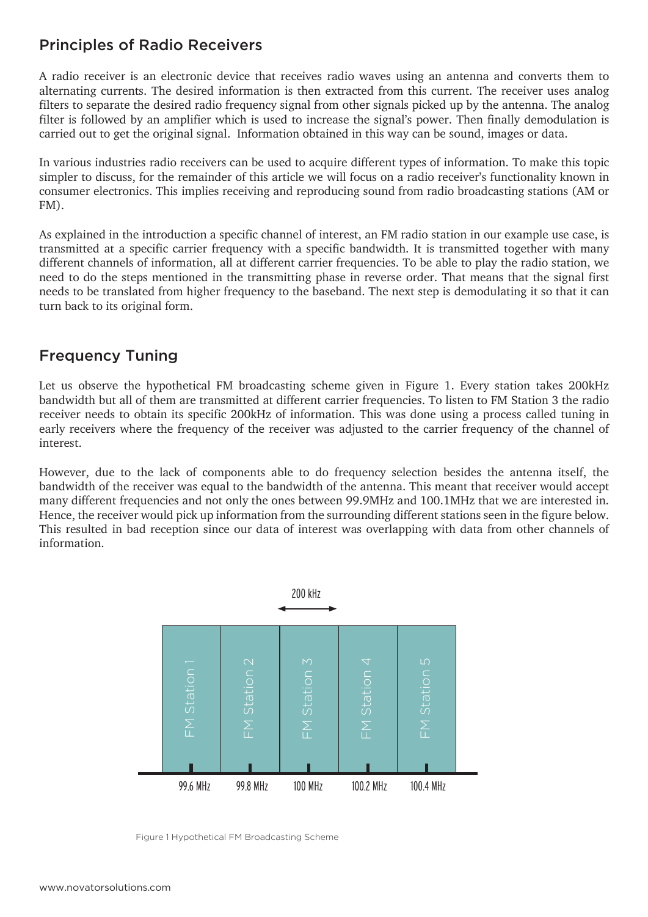## Principles of Radio Receivers

A radio receiver is an electronic device that receives radio waves using an antenna and converts them to alternating currents. The desired information is then extracted from this current. The receiver uses analog filters to separate the desired radio frequency signal from other signals picked up by the antenna. The analog filter is followed by an amplifier which is used to increase the signal's power. Then finally demodulation is carried out to get the original signal. Information obtained in this way can be sound, images or data.

In various industries radio receivers can be used to acquire different types of information. To make this topic simpler to discuss, for the remainder of this article we will focus on a radio receiver's functionality known in consumer electronics. This implies receiving and reproducing sound from radio broadcasting stations (AM or FM).

As explained in the introduction a specific channel of interest, an FM radio station in our example use case, is transmitted at a specific carrier frequency with a specific bandwidth. It is transmitted together with many different channels of information, all at different carrier frequencies. To be able to play the radio station, we need to do the steps mentioned in the transmitting phase in reverse order. That means that the signal first needs to be translated from higher frequency to the baseband. The next step is demodulating it so that it can turn back to its original form.

## Frequency Tuning

Let us observe the hypothetical FM broadcasting scheme given in Figure 1. Every station takes 200kHz bandwidth but all of them are transmitted at different carrier frequencies. To listen to FM Station 3 the radio receiver needs to obtain its specific 200kHz of information. This was done using a process called tuning in early receivers where the frequency of the receiver was adjusted to the carrier frequency of the channel of interest.

However, due to the lack of components able to do frequency selection besides the antenna itself, the bandwidth of the receiver was equal to the bandwidth of the antenna. This meant that receiver would accept many different frequencies and not only the ones between 99.9MHz and 100.1MHz that we are interested in. Hence, the receiver would pick up information from the surrounding different stations seen in the figure below. This resulted in bad reception since our data of interest was overlapping with data from other channels of information.

200 kHz

FM Station 1 | FM Station 2 | FM Station 3 | FM Station 4 | FM Station 5

99.6 MHz | 99.8 MHz | 100 MHz | 100.2 MHz | 100.4 MHz

Figure 1 Hypothetical FM Broadcasting Scheme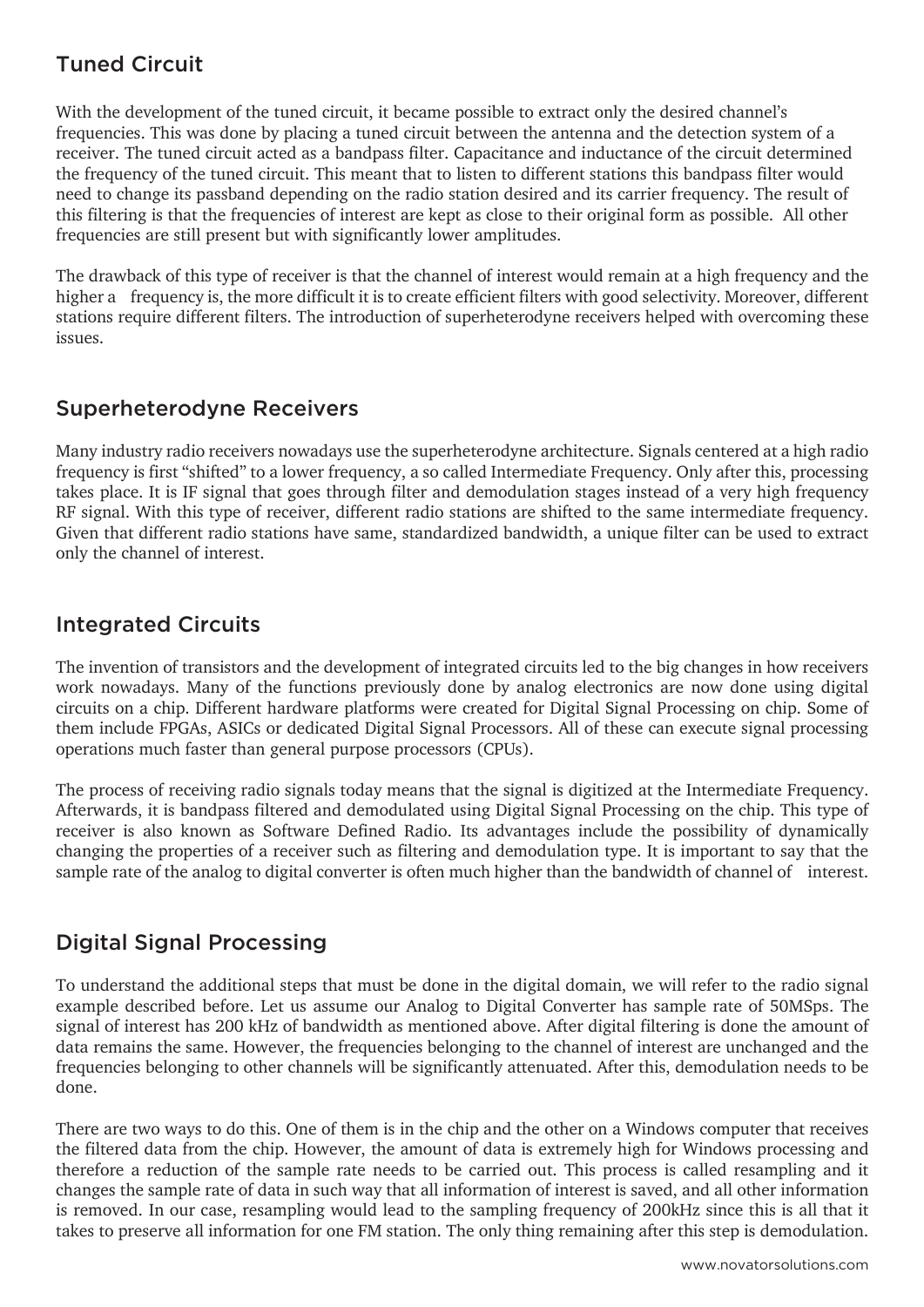## Tuned Circuit

With the development of the tuned circuit, it became possible to extract only the desired channel's frequencies. This was done by placing a tuned circuit between the antenna and the detection system of a receiver. The tuned circuit acted as a bandpass filter. Capacitance and inductance of the circuit determined the frequency of the tuned circuit. This meant that to listen to different stations this bandpass filter would need to change its passband depending on the radio station desired and its carrier frequency. The result of this filtering is that the frequencies of interest are kept as close to their original form as possible. All other frequencies are still present but with significantly lower amplitudes.

The drawback of this type of receiver is that the channel of interest would remain at a high frequency and the higher a frequency is, the more difficult it is to create efficient filters with good selectivity. Moreover, different stations require different filters. The introduction of superheterodyne receivers helped with overcoming these issues.

## Superheterodyne Receivers

Many industry radio receivers nowadays use the superheterodyne architecture. Signals centered at a high radio frequency is first "shifted" to a lower frequency, a so called Intermediate Frequency. Only after this, processing takes place. It is IF signal that goes through filter and demodulation stages instead of a very high frequency RF signal. With this type of receiver, different radio stations are shifted to the same intermediate frequency. Given that different radio stations have same, standardized bandwidth, a unique filter can be used to extract only the channel of interest.

## Integrated Circuits

The invention of transistors and the development of integrated circuits led to the big changes in how receivers work nowadays. Many of the functions previously done by analog electronics are now done using digital circuits on a chip. Different hardware platforms were created for Digital Signal Processing on chip. Some of them include FPGAs, ASICs or dedicated Digital Signal Processors. All of these can execute signal processing operations much faster than general purpose processors (CPUs).

The process of receiving radio signals today means that the signal is digitized at the Intermediate Frequency. Afterwards, it is bandpass filtered and demodulated using Digital Signal Processing on the chip. This type of receiver is also known as Software Defined Radio. Its advantages include the possibility of dynamically changing the properties of a receiver such as filtering and demodulation type. It is important to say that the sample rate of the analog to digital converter is often much higher than the bandwidth of channel of interest.

## Digital Signal Processing

To understand the additional steps that must be done in the digital domain, we will refer to the radio signal example described before. Let us assume our Analog to Digital Converter has sample rate of 50MSps. The signal of interest has 200 kHz of bandwidth as mentioned above. After digital filtering is done the amount of data remains the same. However, the frequencies belonging to the channel of interest are unchanged and the frequencies belonging to other channels will be significantly attenuated. After this, demodulation needs to be done.

There are two ways to do this. One of them is in the chip and the other on a Windows computer that receives the filtered data from the chip. However, the amount of data is extremely high for Windows processing and therefore a reduction of the sample rate needs to be carried out. This process is called resampling and it changes the sample rate of data in such way that all information of interest is saved, and all other information is removed. In our case, resampling would lead to the sampling frequency of 200kHz since this is all that it takes to preserve all information for one FM station. The only thing remaining after this step is demodulation.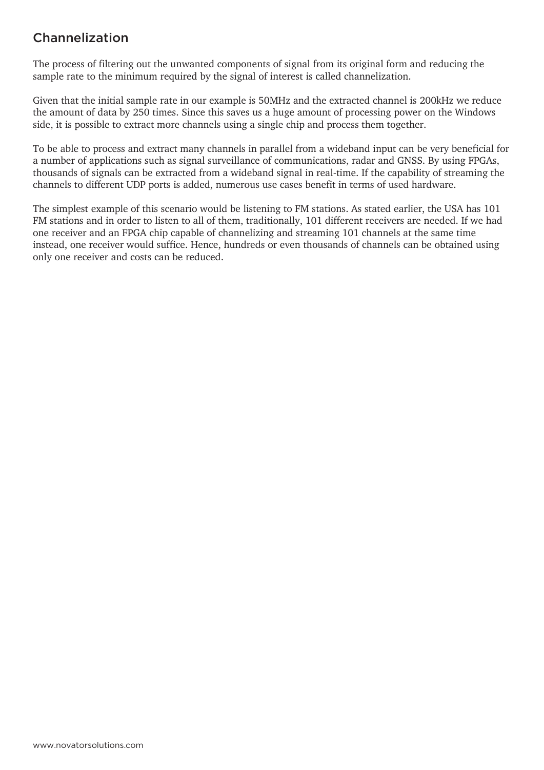## Channelization

The process of filtering out the unwanted components of signal from its original form and reducing the sample rate to the minimum required by the signal of interest is called channelization.

Given that the initial sample rate in our example is 50MHz and the extracted channel is 200kHz we reduce the amount of data by 250 times. Since this saves us a huge amount of processing power on the Windows side, it is possible to extract more channels using a single chip and process them together.

To be able to process and extract many channels in parallel from a wideband input can be very beneficial for a number of applications such as signal surveillance of communications, radar and GNSS. By using FPGAs, thousands of signals can be extracted from a wideband signal in real-time. If the capability of streaming the channels to different UDP ports is added, numerous use cases benefit in terms of used hardware.

The simplest example of this scenario would be listening to FM stations. As stated earlier, the USA has 101 FM stations and in order to listen to all of them, traditionally, 101 different receivers are needed. If we had one receiver and an FPGA chip capable of channelizing and streaming 101 channels at the same time instead, one receiver would suffice. Hence, hundreds or even thousands of channels can be obtained using only one receiver and costs can be reduced.